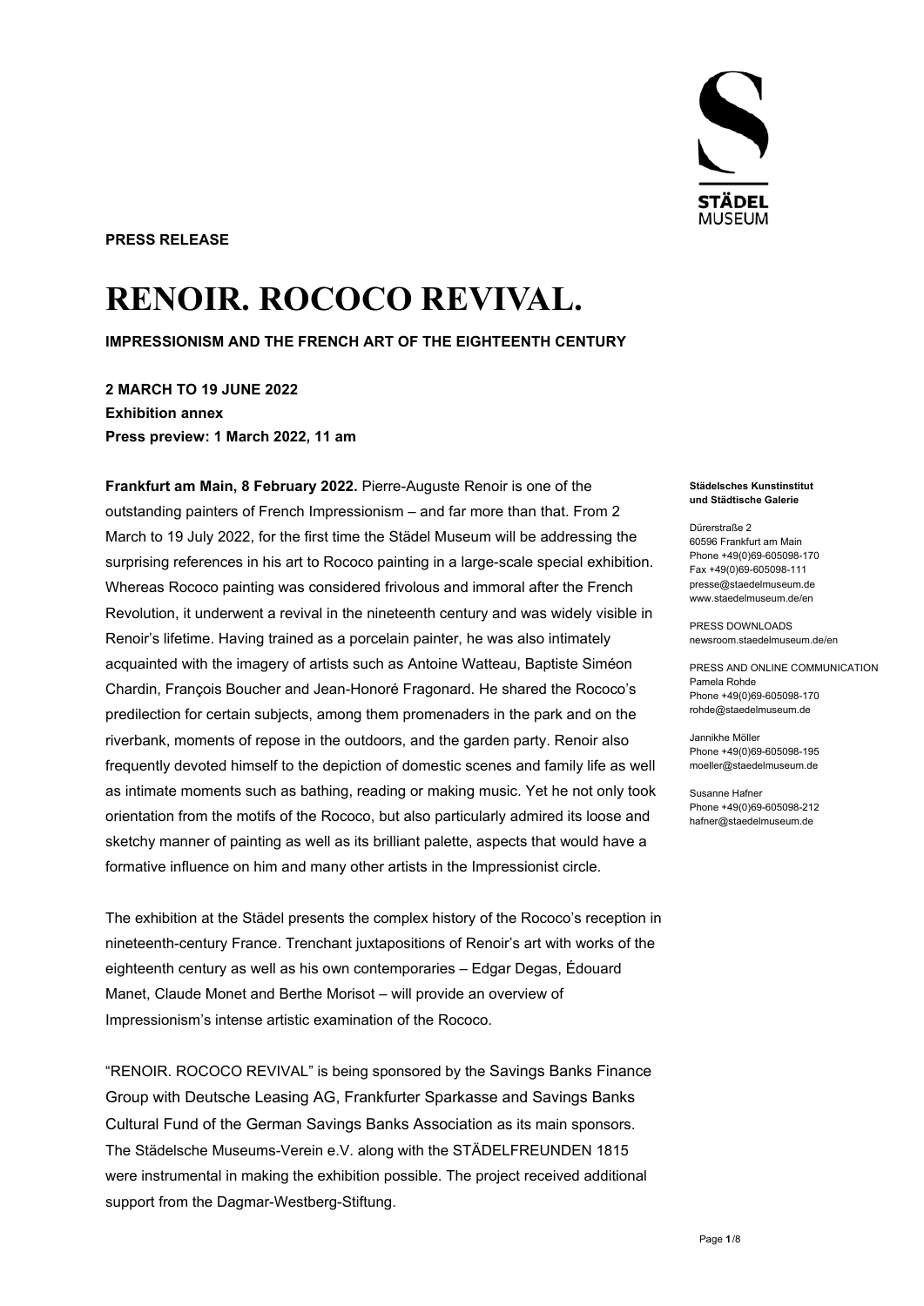**PRESS RELEASE**

# RENOIR. ROCOCO REVIVAL.

**IMPRESSIONISM AND THE FRENCH ART OF THE EIGHTEENTH CENTURY**

**2 MARCH TO 19 JUNE 2022**
**Exhibition annex**
**Press preview: 1 March 2022, 11 am**

**Frankfurt am Main, 8 February 2022.** Pierre-Auguste Renoir is one of the outstanding painters of French Impressionism – and far more than that. From 2 March to 19 July 2022, for the first time the Städel Museum will be addressing the surprising references in his art to Rococo painting in a large-scale special exhibition. Whereas Rococo painting was considered frivolous and immoral after the French Revolution, it underwent a revival in the nineteenth century and was widely visible in Renoir's lifetime. Having trained as a porcelain painter, he was also intimately acquainted with the imagery of artists such as Antoine Watteau, Baptiste Siméon Chardin, François Boucher and Jean-Honoré Fragonard. He shared the Rococo's predilection for certain subjects, among them promenaders in the park and on the riverbank, moments of repose in the outdoors, and the garden party. Renoir also frequently devoted himself to the depiction of domestic scenes and family life as well as intimate moments such as bathing, reading or making music. Yet he not only took orientation from the motifs of the Rococo, but also particularly admired its loose and sketchy manner of painting as well as its brilliant palette, aspects that would have a formative influence on him and many other artists in the Impressionist circle.

The exhibition at the Städel presents the complex history of the Rococo's reception in nineteenth-century France. Trenchant juxtapositions of Renoir's art with works of the eighteenth century as well as his own contemporaries – Edgar Degas, Édouard Manet, Claude Monet and Berthe Morisot – will provide an overview of Impressionism's intense artistic examination of the Rococo.

"RENOIR. ROCOCO REVIVAL" is being sponsored by the Savings Banks Finance Group with Deutsche Leasing AG, Frankfurter Sparkasse and Savings Banks Cultural Fund of the German Savings Banks Association as its main sponsors. The Städelsche Museums-Verein e.V. along with the STÄDELFREUNDEN 1815 were instrumental in making the exhibition possible. The project received additional support from the Dagmar-Westberg-Stiftung.

**Städelsches Kunstinstitut und Städtische Galerie**

Dürerstraße 2
60596 Frankfurt am Main
Phone +49(0)69-605098-170
Fax +49(0)69-605098-111
presse@staedelmuseum.de
www.staedelmuseum.de/en

PRESS DOWNLOADS
newsroom.staedelmuseum.de/en

PRESS AND ONLINE COMMUNICATION
Pamela Rohde
Phone +49(0)69-605098-170
rohde@staedelmuseum.de

Jannikhe Möller
Phone +49(0)69-605098-195
moeller@staedelmuseum.de

Susanne Hafner
Phone +49(0)69-605098-212
hafner@staedelmuseum.de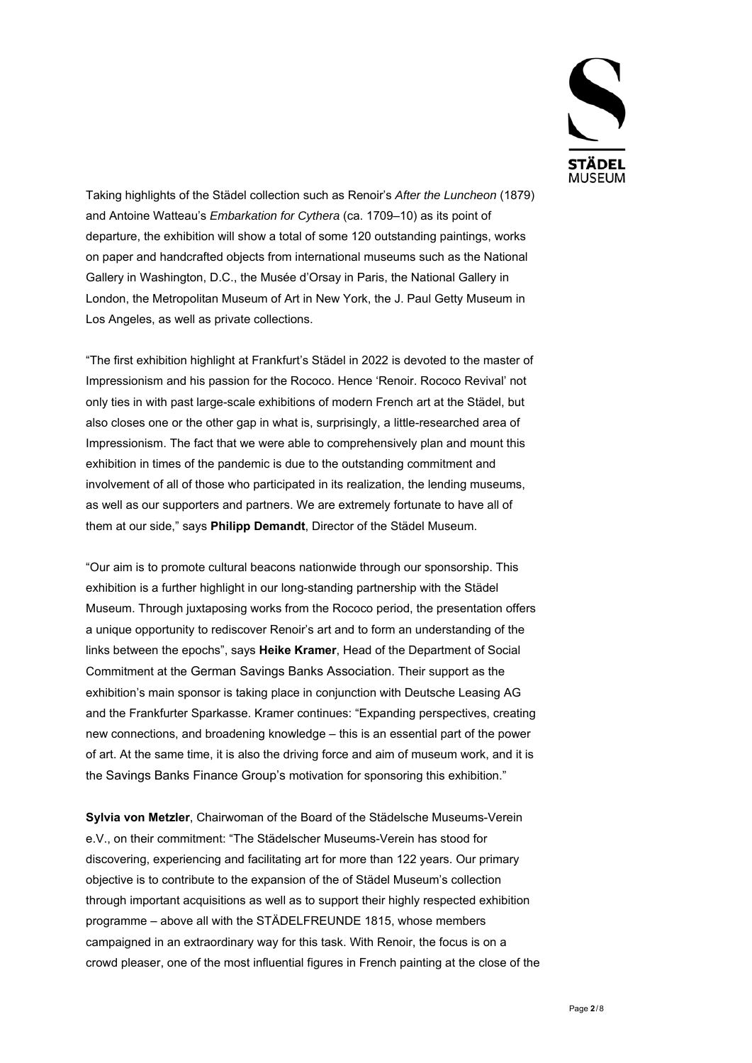Taking highlights of the Städel collection such as Renoir's *After the Luncheon* (1879) and Antoine Watteau's *Embarkation for Cythera* (ca. 1709–10) as its point of departure, the exhibition will show a total of some 120 outstanding paintings, works on paper and handcrafted objects from international museums such as the National Gallery in Washington, D.C., the Musée d'Orsay in Paris, the National Gallery in London, the Metropolitan Museum of Art in New York, the J. Paul Getty Museum in Los Angeles, as well as private collections.

"The first exhibition highlight at Frankfurt's Städel in 2022 is devoted to the master of Impressionism and his passion for the Rococo. Hence 'Renoir. Rococo Revival' not only ties in with past large-scale exhibitions of modern French art at the Städel, but also closes one or the other gap in what is, surprisingly, a little-researched area of Impressionism. The fact that we were able to comprehensively plan and mount this exhibition in times of the pandemic is due to the outstanding commitment and involvement of all of those who participated in its realization, the lending museums, as well as our supporters and partners. We are extremely fortunate to have all of them at our side," says **Philipp Demandt**, Director of the Städel Museum.

"Our aim is to promote cultural beacons nationwide through our sponsorship. This exhibition is a further highlight in our long-standing partnership with the Städel Museum. Through juxtaposing works from the Rococo period, the presentation offers a unique opportunity to rediscover Renoir's art and to form an understanding of the links between the epochs", says **Heike Kramer**, Head of the Department of Social Commitment at the German Savings Banks Association. Their support as the exhibition's main sponsor is taking place in conjunction with Deutsche Leasing AG and the Frankfurter Sparkasse. Kramer continues: "Expanding perspectives, creating new connections, and broadening knowledge – this is an essential part of the power of art. At the same time, it is also the driving force and aim of museum work, and it is the Savings Banks Finance Group's motivation for sponsoring this exhibition."

**Sylvia von Metzler**, Chairwoman of the Board of the Städelsche Museums-Verein e.V., on their commitment: "The Städelscher Museums-Verein has stood for discovering, experiencing and facilitating art for more than 122 years. Our primary objective is to contribute to the expansion of the of Städel Museum's collection through important acquisitions as well as to support their highly respected exhibition programme – above all with the STÄDELFREUNDE 1815, whose members campaigned in an extraordinary way for this task. With Renoir, the focus is on a crowd pleaser, one of the most influential figures in French painting at the close of the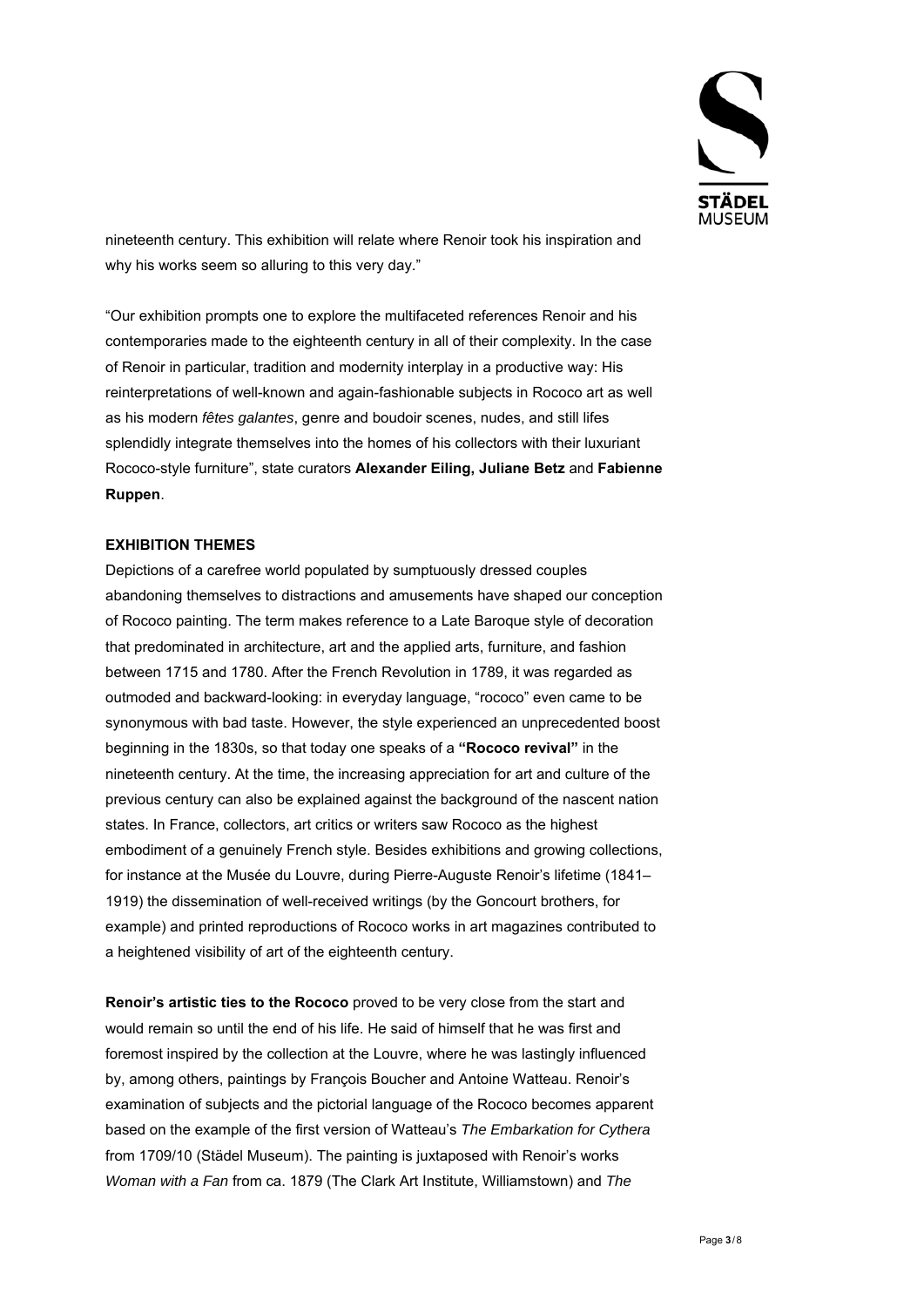nineteenth century. This exhibition will relate where Renoir took his inspiration and why his works seem so alluring to this very day."

"Our exhibition prompts one to explore the multifaceted references Renoir and his contemporaries made to the eighteenth century in all of their complexity. In the case of Renoir in particular, tradition and modernity interplay in a productive way: His reinterpretations of well-known and again-fashionable subjects in Rococo art as well as his modern *fêtes galantes*, genre and boudoir scenes, nudes, and still lifes splendidly integrate themselves into the homes of his collectors with their luxuriant Rococo-style furniture", state curators **Alexander Eiling, Juliane Betz** and **Fabienne Ruppen**.

**EXHIBITION THEMES**

Depictions of a carefree world populated by sumptuously dressed couples abandoning themselves to distractions and amusements have shaped our conception of Rococo painting. The term makes reference to a Late Baroque style of decoration that predominated in architecture, art and the applied arts, furniture, and fashion between 1715 and 1780. After the French Revolution in 1789, it was regarded as outmoded and backward-looking: in everyday language, "rococo" even came to be synonymous with bad taste. However, the style experienced an unprecedented boost beginning in the 1830s, so that today one speaks of a **"Rococo revival"** in the nineteenth century. At the time, the increasing appreciation for art and culture of the previous century can also be explained against the background of the nascent nation states. In France, collectors, art critics or writers saw Rococo as the highest embodiment of a genuinely French style. Besides exhibitions and growing collections, for instance at the Musée du Louvre, during Pierre-Auguste Renoir's lifetime (1841–1919) the dissemination of well-received writings (by the Goncourt brothers, for example) and printed reproductions of Rococo works in art magazines contributed to a heightened visibility of art of the eighteenth century.

**Renoir's artistic ties to the Rococo** proved to be very close from the start and would remain so until the end of his life. He said of himself that he was first and foremost inspired by the collection at the Louvre, where he was lastingly influenced by, among others, paintings by François Boucher and Antoine Watteau. Renoir's examination of subjects and the pictorial language of the Rococo becomes apparent based on the example of the first version of Watteau's *The Embarkation for Cythera* from 1709/10 (Städel Museum). The painting is juxtaposed with Renoir's works *Woman with a Fan* from ca. 1879 (The Clark Art Institute, Williamstown) and *The*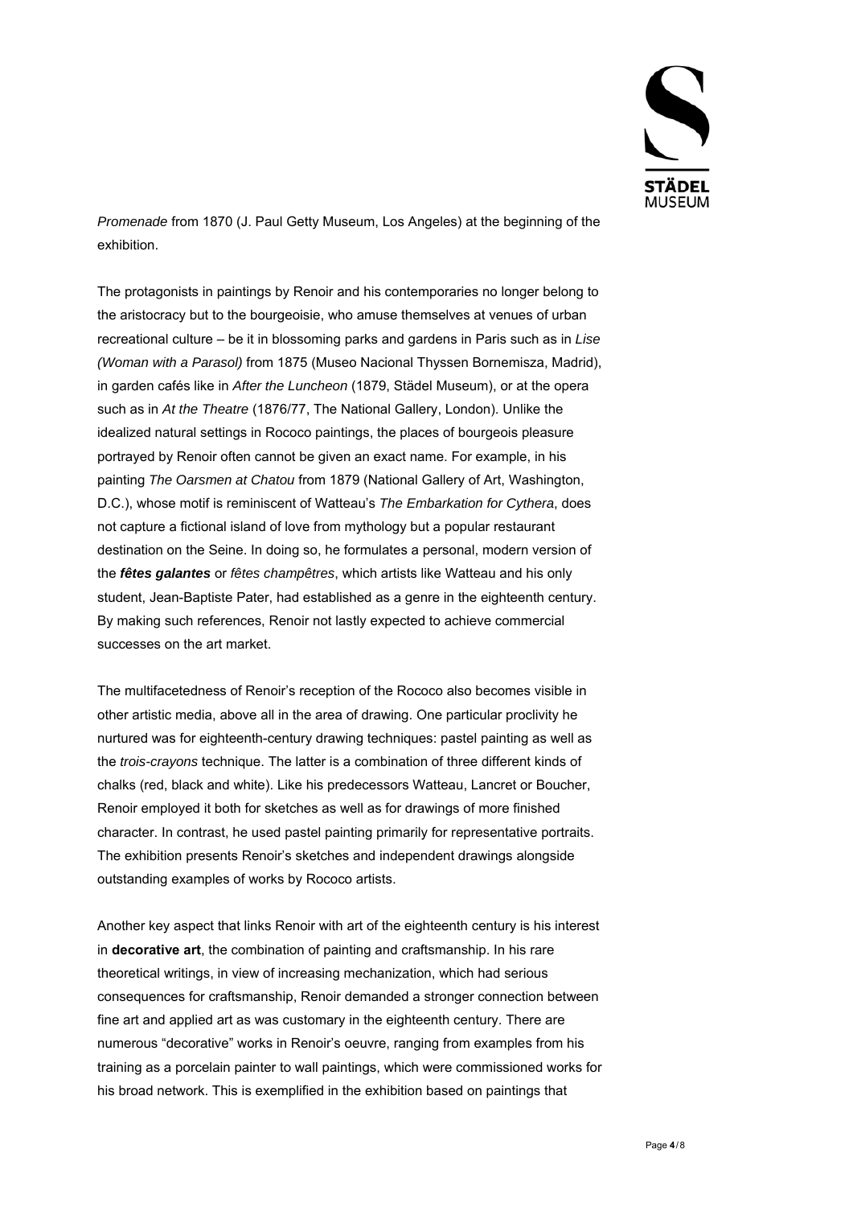*Promenade* from 1870 (J. Paul Getty Museum, Los Angeles) at the beginning of the exhibition.

The protagonists in paintings by Renoir and his contemporaries no longer belong to the aristocracy but to the bourgeoisie, who amuse themselves at venues of urban recreational culture – be it in blossoming parks and gardens in Paris such as in *Lise (Woman with a Parasol)* from 1875 (Museo Nacional Thyssen Bornemisza, Madrid), in garden cafés like in *After the Luncheon* (1879, Städel Museum), or at the opera such as in *At the Theatre* (1876/77, The National Gallery, London). Unlike the idealized natural settings in Rococo paintings, the places of bourgeois pleasure portrayed by Renoir often cannot be given an exact name. For example, in his painting *The Oarsmen at Chatou* from 1879 (National Gallery of Art, Washington, D.C.), whose motif is reminiscent of Watteau's *The Embarkation for Cythera*, does not capture a fictional island of love from mythology but a popular restaurant destination on the Seine. In doing so, he formulates a personal, modern version of the ***fêtes galantes*** or *fêtes champêtres*, which artists like Watteau and his only student, Jean-Baptiste Pater, had established as a genre in the eighteenth century. By making such references, Renoir not lastly expected to achieve commercial successes on the art market.

The multifacetedness of Renoir's reception of the Rococo also becomes visible in other artistic media, above all in the area of drawing. One particular proclivity he nurtured was for eighteenth-century drawing techniques: pastel painting as well as the *trois-crayons* technique. The latter is a combination of three different kinds of chalks (red, black and white). Like his predecessors Watteau, Lancret or Boucher, Renoir employed it both for sketches as well as for drawings of more finished character. In contrast, he used pastel painting primarily for representative portraits. The exhibition presents Renoir's sketches and independent drawings alongside outstanding examples of works by Rococo artists.

Another key aspect that links Renoir with art of the eighteenth century is his interest in **decorative art**, the combination of painting and craftsmanship. In his rare theoretical writings, in view of increasing mechanization, which had serious consequences for craftsmanship, Renoir demanded a stronger connection between fine art and applied art as was customary in the eighteenth century. There are numerous "decorative" works in Renoir's oeuvre, ranging from examples from his training as a porcelain painter to wall paintings, which were commissioned works for his broad network. This is exemplified in the exhibition based on paintings that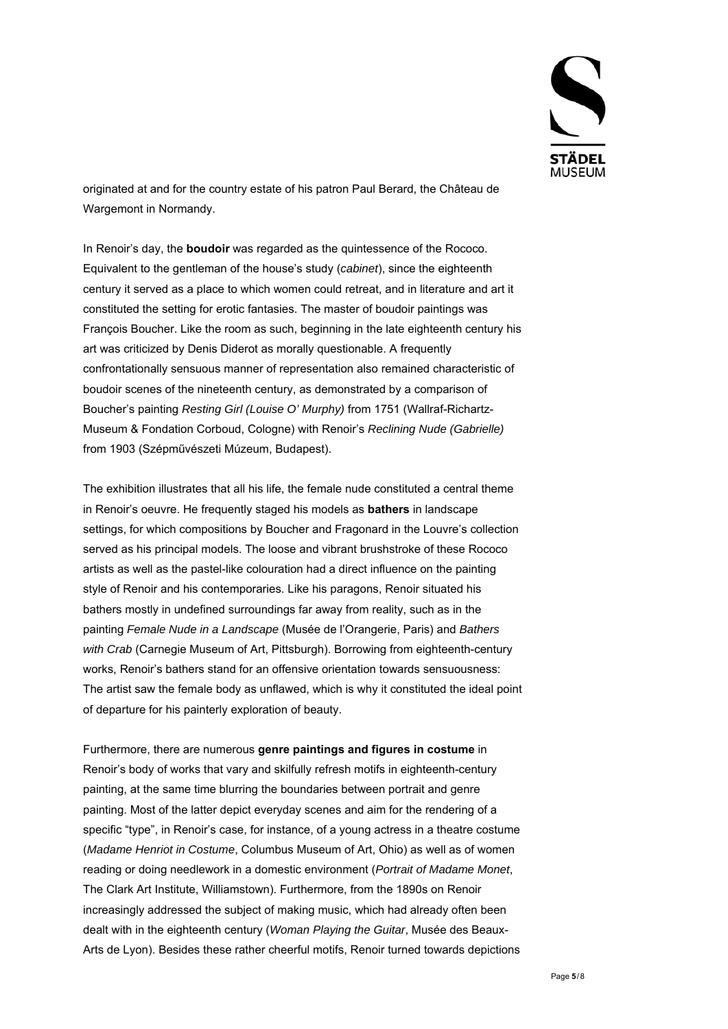originated at and for the country estate of his patron Paul Berard, the Château de Wargemont in Normandy.

In Renoir's day, the **boudoir** was regarded as the quintessence of the Rococo. Equivalent to the gentleman of the house's study (*cabinet*), since the eighteenth century it served as a place to which women could retreat, and in literature and art it constituted the setting for erotic fantasies. The master of boudoir paintings was François Boucher. Like the room as such, beginning in the late eighteenth century his art was criticized by Denis Diderot as morally questionable. A frequently confrontationally sensuous manner of representation also remained characteristic of boudoir scenes of the nineteenth century, as demonstrated by a comparison of Boucher's painting *Resting Girl (Louise O' Murphy)* from 1751 (Wallraf-Richartz-Museum & Fondation Corboud, Cologne) with Renoir's *Reclining Nude (Gabrielle)* from 1903 (Szépművészeti Múzeum, Budapest).

The exhibition illustrates that all his life, the female nude constituted a central theme in Renoir's oeuvre. He frequently staged his models as **bathers** in landscape settings, for which compositions by Boucher and Fragonard in the Louvre's collection served as his principal models. The loose and vibrant brushstroke of these Rococo artists as well as the pastel-like colouration had a direct influence on the painting style of Renoir and his contemporaries. Like his paragons, Renoir situated his bathers mostly in undefined surroundings far away from reality, such as in the painting *Female Nude in a Landscape* (Musée de l'Orangerie, Paris) and *Bathers with Crab* (Carnegie Museum of Art, Pittsburgh). Borrowing from eighteenth-century works, Renoir's bathers stand for an offensive orientation towards sensuousness: The artist saw the female body as unflawed, which is why it constituted the ideal point of departure for his painterly exploration of beauty.

Furthermore, there are numerous **genre paintings and figures in costume** in Renoir's body of works that vary and skilfully refresh motifs in eighteenth-century painting, at the same time blurring the boundaries between portrait and genre painting. Most of the latter depict everyday scenes and aim for the rendering of a specific "type", in Renoir's case, for instance, of a young actress in a theatre costume (*Madame Henriot in Costume*, Columbus Museum of Art, Ohio) as well as of women reading or doing needlework in a domestic environment (*Portrait of Madame Monet*, The Clark Art Institute, Williamstown). Furthermore, from the 1890s on Renoir increasingly addressed the subject of making music, which had already often been dealt with in the eighteenth century (*Woman Playing the Guitar*, Musée des Beaux-Arts de Lyon). Besides these rather cheerful motifs, Renoir turned towards depictions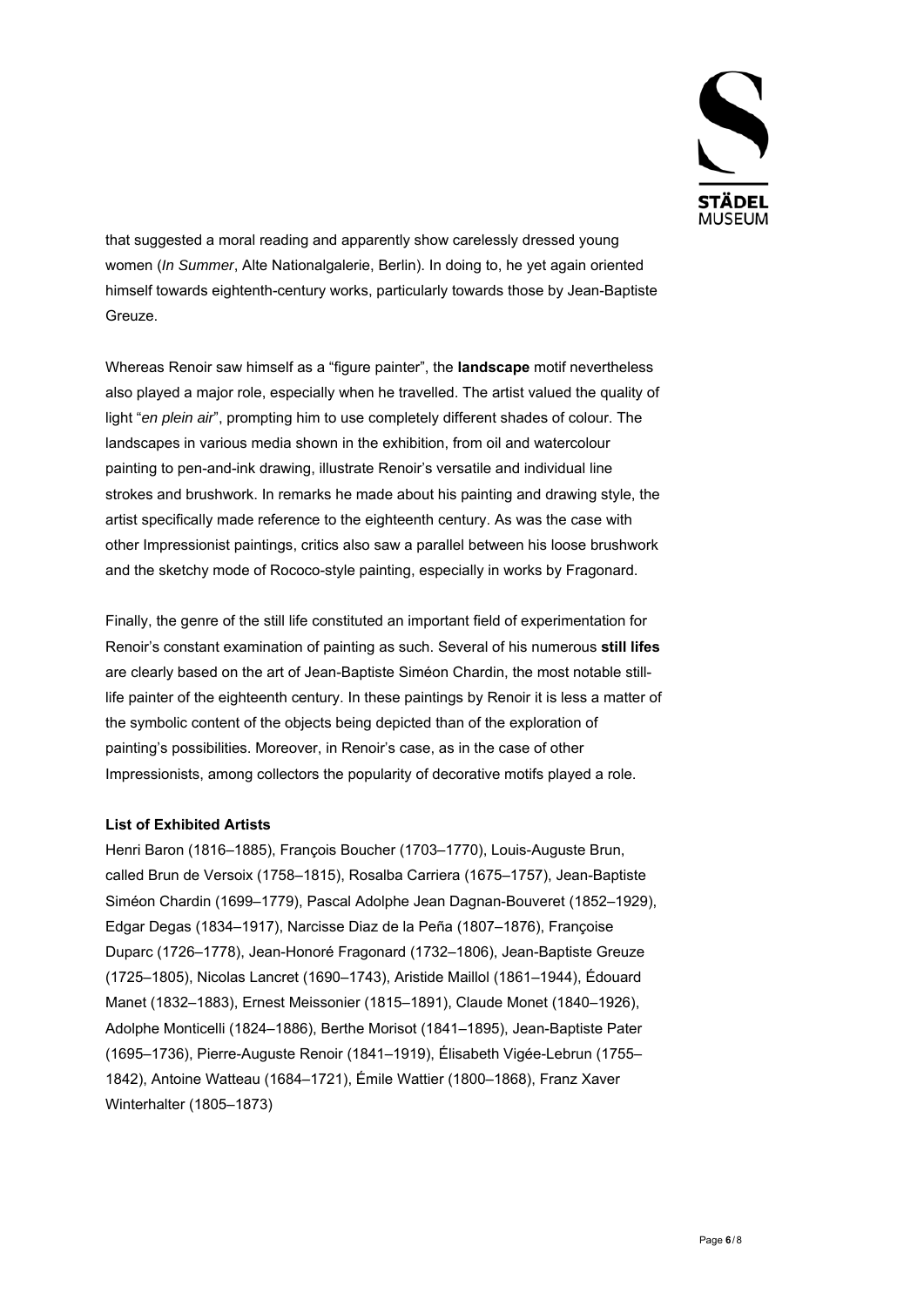that suggested a moral reading and apparently show carelessly dressed young women (*In Summer*, Alte Nationalgalerie, Berlin). In doing to, he yet again oriented himself towards eighteenth-century works, particularly towards those by Jean-Baptiste Greuze.

Whereas Renoir saw himself as a "figure painter", the **landscape** motif nevertheless also played a major role, especially when he travelled. The artist valued the quality of light "*en plein air*", prompting him to use completely different shades of colour. The landscapes in various media shown in the exhibition, from oil and watercolour painting to pen-and-ink drawing, illustrate Renoir's versatile and individual line strokes and brushwork. In remarks he made about his painting and drawing style, the artist specifically made reference to the eighteenth century. As was the case with other Impressionist paintings, critics also saw a parallel between his loose brushwork and the sketchy mode of Rococo-style painting, especially in works by Fragonard.

Finally, the genre of the still life constituted an important field of experimentation for Renoir's constant examination of painting as such. Several of his numerous **still lifes** are clearly based on the art of Jean-Baptiste Siméon Chardin, the most notable still-life painter of the eighteenth century. In these paintings by Renoir it is less a matter of the symbolic content of the objects being depicted than of the exploration of painting's possibilities. Moreover, in Renoir's case, as in the case of other Impressionists, among collectors the popularity of decorative motifs played a role.

**List of Exhibited Artists**

Henri Baron (1816–1885), François Boucher (1703–1770), Louis-Auguste Brun, called Brun de Versoix (1758–1815), Rosalba Carriera (1675–1757), Jean-Baptiste Siméon Chardin (1699–1779), Pascal Adolphe Jean Dagnan-Bouveret (1852–1929), Edgar Degas (1834–1917), Narcisse Diaz de la Peña (1807–1876), Françoise Duparc (1726–1778), Jean-Honoré Fragonard (1732–1806), Jean-Baptiste Greuze (1725–1805), Nicolas Lancret (1690–1743), Aristide Maillol (1861–1944), Édouard Manet (1832–1883), Ernest Meissonier (1815–1891), Claude Monet (1840–1926), Adolphe Monticelli (1824–1886), Berthe Morisot (1841–1895), Jean-Baptiste Pater (1695–1736), Pierre-Auguste Renoir (1841–1919), Élisabeth Vigée-Lebrun (1755–1842), Antoine Watteau (1684–1721), Émile Wattier (1800–1868), Franz Xaver Winterhalter (1805–1873)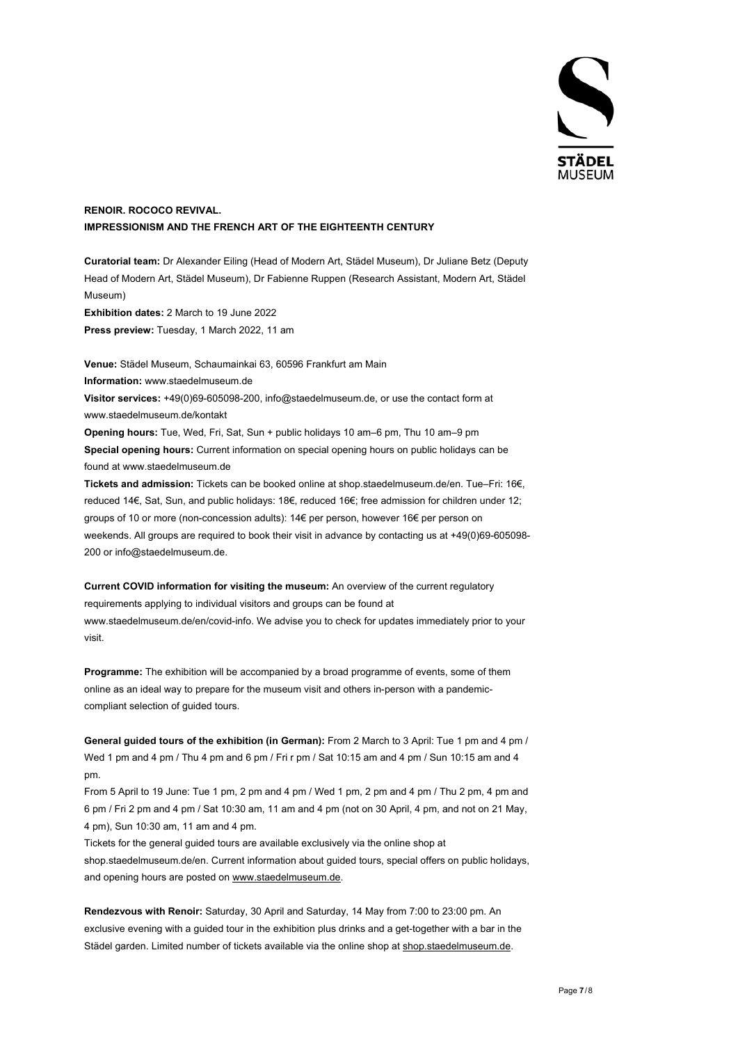**RENOIR. ROCOCO REVIVAL.**
**IMPRESSIONISM AND THE FRENCH ART OF THE EIGHTEENTH CENTURY**

**Curatorial team:** Dr Alexander Eiling (Head of Modern Art, Städel Museum), Dr Juliane Betz (Deputy Head of Modern Art, Städel Museum), Dr Fabienne Ruppen (Research Assistant, Modern Art, Städel Museum)
**Exhibition dates:** 2 March to 19 June 2022
**Press preview:** Tuesday, 1 March 2022, 11 am

**Venue:** Städel Museum, Schaumainkai 63, 60596 Frankfurt am Main
**Information:** www.staedelmuseum.de
**Visitor services:** +49(0)69-605098-200, info@staedelmuseum.de, or use the contact form at www.staedelmuseum.de/kontakt
**Opening hours:** Tue, Wed, Fri, Sat, Sun + public holidays 10 am–6 pm, Thu 10 am–9 pm
**Special opening hours:** Current information on special opening hours on public holidays can be found at www.staedelmuseum.de
**Tickets and admission:** Tickets can be booked online at shop.staedelmuseum.de/en. Tue–Fri: 16€, reduced 14€, Sat, Sun, and public holidays: 18€, reduced 16€; free admission for children under 12; groups of 10 or more (non-concession adults): 14€ per person, however 16€ per person on weekends. All groups are required to book their visit in advance by contacting us at +49(0)69-605098-200 or info@staedelmuseum.de.

**Current COVID information for visiting the museum:** An overview of the current regulatory requirements applying to individual visitors and groups can be found at www.staedelmuseum.de/en/covid-info. We advise you to check for updates immediately prior to your visit.

**Programme:** The exhibition will be accompanied by a broad programme of events, some of them online as an ideal way to prepare for the museum visit and others in-person with a pandemic-compliant selection of guided tours.

**General guided tours of the exhibition (in German):** From 2 March to 3 April: Tue 1 pm and 4 pm / Wed 1 pm and 4 pm / Thu 4 pm and 6 pm / Fri r pm / Sat 10:15 am and 4 pm / Sun 10:15 am and 4 pm.
From 5 April to 19 June: Tue 1 pm, 2 pm and 4 pm / Wed 1 pm, 2 pm and 4 pm / Thu 2 pm, 4 pm and 6 pm / Fri 2 pm and 4 pm / Sat 10:30 am, 11 am and 4 pm (not on 30 April, 4 pm, and not on 21 May, 4 pm), Sun 10:30 am, 11 am and 4 pm.
Tickets for the general guided tours are available exclusively via the online shop at shop.staedelmuseum.de/en. Current information about guided tours, special offers on public holidays, and opening hours are posted on www.staedelmuseum.de.

**Rendezvous with Renoir:** Saturday, 30 April and Saturday, 14 May from 7:00 to 23:00 pm. An exclusive evening with a guided tour in the exhibition plus drinks and a get-together with a bar in the Städel garden. Limited number of tickets available via the online shop at shop.staedelmuseum.de.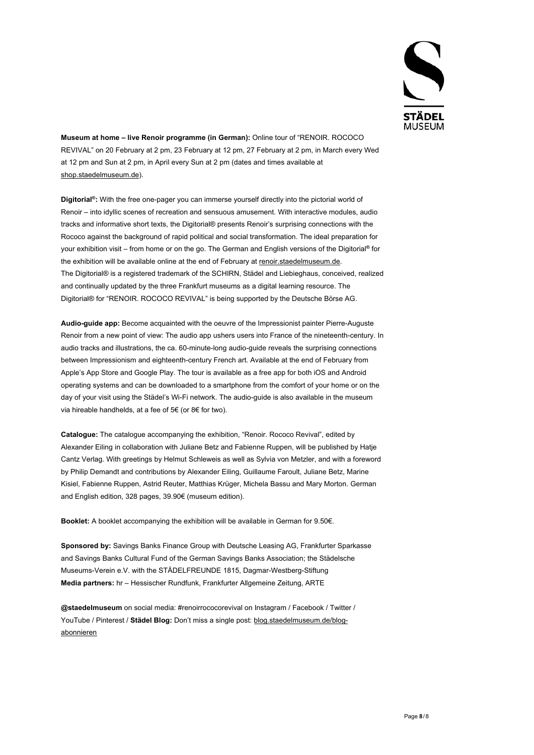**Museum at home – live Renoir programme (in German):** Online tour of "RENOIR. ROCOCO REVIVAL" on 20 February at 2 pm, 23 February at 12 pm, 27 February at 2 pm, in March every Wed at 12 pm and Sun at 2 pm, in April every Sun at 2 pm (dates and times available at shop.staedelmuseum.de).

**Digitorial®:** With the free one-pager you can immerse yourself directly into the pictorial world of Renoir – into idyllic scenes of recreation and sensuous amusement. With interactive modules, audio tracks and informative short texts, the Digitorial® presents Renoir's surprising connections with the Rococo against the background of rapid political and social transformation. The ideal preparation for your exhibition visit – from home or on the go. The German and English versions of the Digitorial® for the exhibition will be available online at the end of February at renoir.staedelmuseum.de.
The Digitorial® is a registered trademark of the SCHIRN, Städel and Liebieghaus, conceived, realized and continually updated by the three Frankfurt museums as a digital learning resource. The Digitorial® for "RENOIR. ROCOCO REVIVAL" is being supported by the Deutsche Börse AG.

**Audio-guide app:** Become acquainted with the oeuvre of the Impressionist painter Pierre-Auguste Renoir from a new point of view: The audio app ushers users into France of the nineteenth-century. In audio tracks and illustrations, the ca. 60-minute-long audio-guide reveals the surprising connections between Impressionism and eighteenth-century French art. Available at the end of February from Apple's App Store and Google Play. The tour is available as a free app for both iOS and Android operating systems and can be downloaded to a smartphone from the comfort of your home or on the day of your visit using the Städel's Wi-Fi network. The audio-guide is also available in the museum via hireable handhelds, at a fee of 5€ (or 8€ for two).

**Catalogue:** The catalogue accompanying the exhibition, "Renoir. Rococo Revival", edited by Alexander Eiling in collaboration with Juliane Betz and Fabienne Ruppen, will be published by Hatje Cantz Verlag. With greetings by Helmut Schleweis as well as Sylvia von Metzler, and with a foreword by Philip Demandt and contributions by Alexander Eiling, Guillaume Faroult, Juliane Betz, Marine Kisiel, Fabienne Ruppen, Astrid Reuter, Matthias Krüger, Michela Bassu and Mary Morton. German and English edition, 328 pages, 39.90€ (museum edition).

**Booklet:** A booklet accompanying the exhibition will be available in German for 9.50€.

**Sponsored by:** Savings Banks Finance Group with Deutsche Leasing AG, Frankfurter Sparkasse and Savings Banks Cultural Fund of the German Savings Banks Association; the Städelsche Museums-Verein e.V. with the STÄDELFREUNDE 1815, Dagmar-Westberg-Stiftung
**Media partners:** hr – Hessischer Rundfunk, Frankfurter Allgemeine Zeitung, ARTE

**@staedelmuseum** on social media: #renoirrococorevival on Instagram / Facebook / Twitter / YouTube / Pinterest / **Städel Blog:** Don't miss a single post: blog.staedelmuseum.de/blog-abonnieren